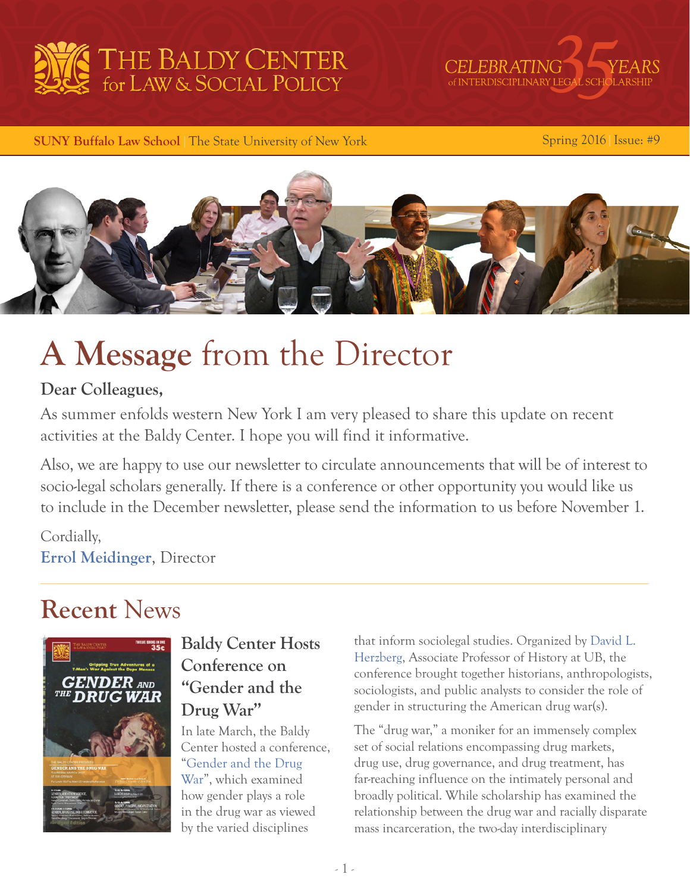# THE BALDY CENTER for LAW & SOCIAL POLICY

CELEBRATING 35 YEARS of INTERDISCIPLINARY LEGAL SCHOLARSHIP

**SUNY Buffalo Law School** | The State University of New York

Spring 2016 | Issue: #9

# A Message from the Director

**Dear Colleagues,**

As summer enfolds western New York I am very pleased to share this update on recent activities at the Baldy Center. I hope you will find it informative.

Also, we are happy to use our newsletter to circulate announcements that will be of interest to socio-legal scholars generally. If there is a conference or other opportunity you would like us to include in the December newsletter, please send the information to us before November 1.

Cordially,
**Errol Meidinger**, Director

## Recent News

### Baldy Center Hosts Conference on "Gender and the Drug War"

In late March, the Baldy Center hosted a conference, "Gender and the Drug War", which examined how gender plays a role in the drug war as viewed by the varied disciplines that inform sociolegal studies. Organized by David L. Herzberg, Associate Professor of History at UB, the conference brought together historians, anthropologists, sociologists, and public analysts to consider the role of gender in structuring the American drug war(s).

The "drug war," a moniker for an immensely complex set of social relations encompassing drug markets, drug use, drug governance, and drug treatment, has far-reaching influence on the intimately personal and broadly political. While scholarship has examined the relationship between the drug war and racially disparate mass incarceration, the two-day interdisciplinary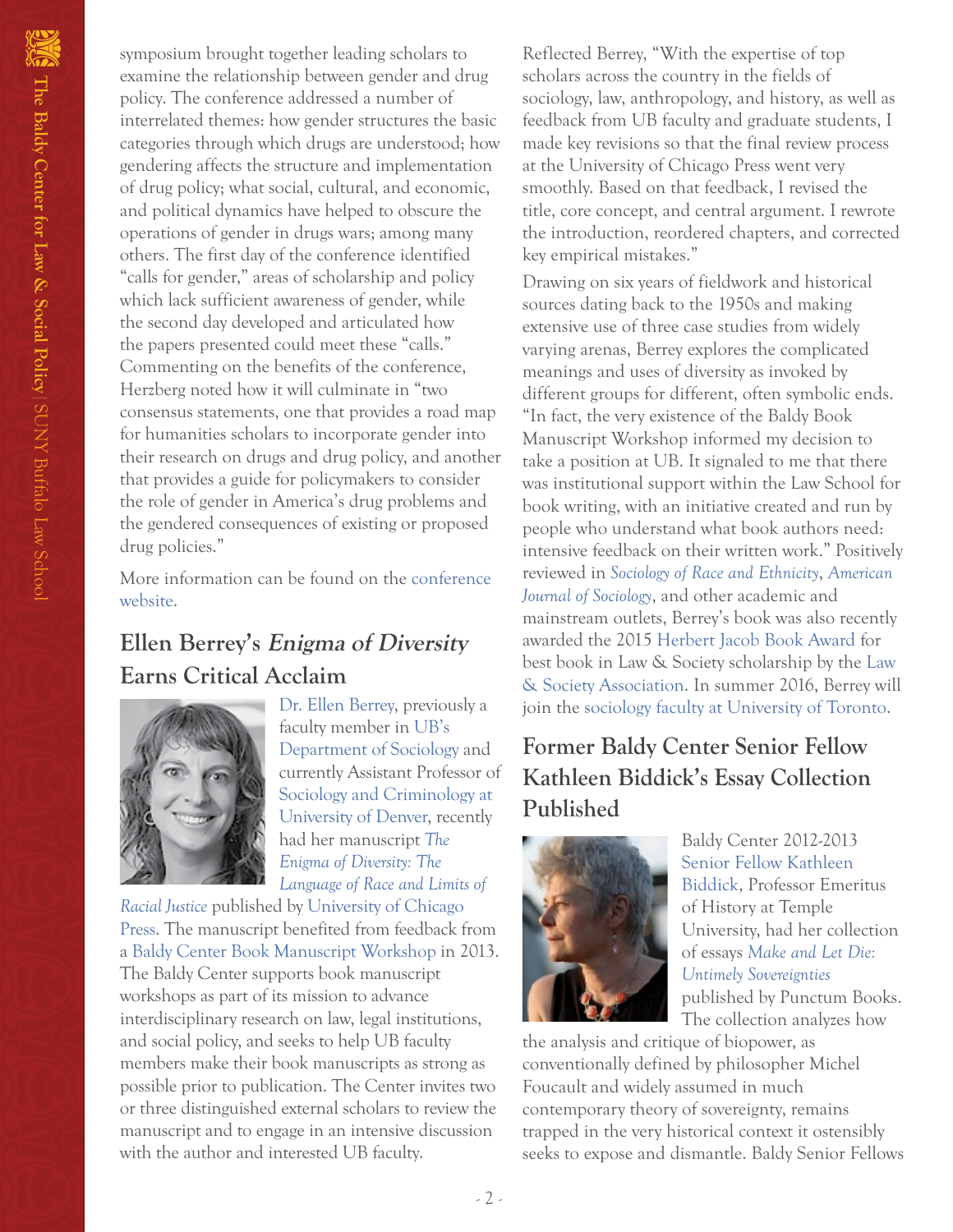symposium brought together leading scholars to examine the relationship between gender and drug policy. The conference addressed a number of interrelated themes: how gender structures the basic categories through which drugs are understood; how gendering affects the structure and implementation of drug policy; what social, cultural, and economic, and political dynamics have helped to obscure the operations of gender in drugs wars; among many others. The first day of the conference identified "calls for gender," areas of scholarship and policy which lack sufficient awareness of gender, while the second day developed and articulated how the papers presented could meet these "calls." Commenting on the benefits of the conference, Herzberg noted how it will culminate in "two consensus statements, one that provides a road map for humanities scholars to incorporate gender into their research on drugs and drug policy, and another that provides a guide for policymakers to consider the role of gender in America's drug problems and the gendered consequences of existing or proposed drug policies."

More information can be found on the conference website.

## Ellen Berrey's *Enigma of Diversity* Earns Critical Acclaim

Dr. Ellen Berrey, previously a faculty member in UB's Department of Sociology and currently Assistant Professor of Sociology and Criminology at University of Denver, recently had her manuscript *The Enigma of Diversity: The Language of Race and Limits of Racial Justice* published by University of Chicago Press. The manuscript benefited from feedback from a Baldy Center Book Manuscript Workshop in 2013. The Baldy Center supports book manuscript workshops as part of its mission to advance interdisciplinary research on law, legal institutions, and social policy, and seeks to help UB faculty members make their book manuscripts as strong as possible prior to publication. The Center invites two or three distinguished external scholars to review the manuscript and to engage in an intensive discussion with the author and interested UB faculty.

Reflected Berrey, "With the expertise of top scholars across the country in the fields of sociology, law, anthropology, and history, as well as feedback from UB faculty and graduate students, I made key revisions so that the final review process at the University of Chicago Press went very smoothly. Based on that feedback, I revised the title, core concept, and central argument. I rewrote the introduction, reordered chapters, and corrected key empirical mistakes."

Drawing on six years of fieldwork and historical sources dating back to the 1950s and making extensive use of three case studies from widely varying arenas, Berrey explores the complicated meanings and uses of diversity as invoked by different groups for different, often symbolic ends. "In fact, the very existence of the Baldy Book Manuscript Workshop informed my decision to take a position at UB. It signaled to me that there was institutional support within the Law School for book writing, with an initiative created and run by people who understand what book authors need: intensive feedback on their written work." Positively reviewed in *Sociology of Race and Ethnicity*, *American Journal of Sociology*, and other academic and mainstream outlets, Berrey's book was also recently awarded the 2015 Herbert Jacob Book Award for best book in Law & Society scholarship by the Law & Society Association. In summer 2016, Berrey will join the sociology faculty at University of Toronto.

## Former Baldy Center Senior Fellow Kathleen Biddick's Essay Collection Published

Baldy Center 2012-2013 Senior Fellow Kathleen Biddick, Professor Emeritus of History at Temple University, had her collection of essays *Make and Let Die: Untimely Sovereignties* published by Punctum Books. The collection analyzes how the analysis and critique of biopower, as conventionally defined by philosopher Michel Foucault and widely assumed in much contemporary theory of sovereignty, remains trapped in the very historical context it ostensibly seeks to expose and dismantle. Baldy Senior Fellows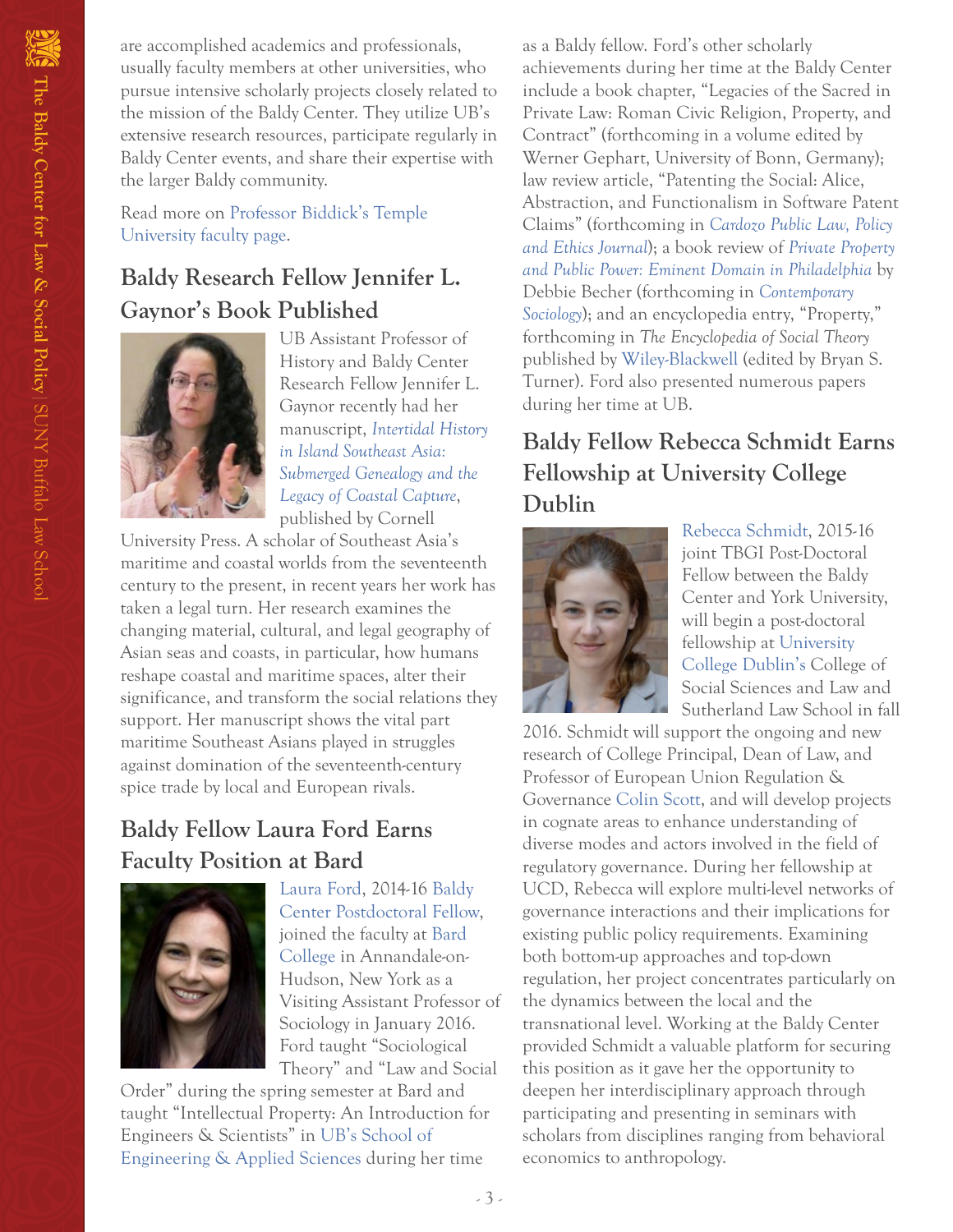are accomplished academics and professionals, usually faculty members at other universities, who pursue intensive scholarly projects closely related to the mission of the Baldy Center. They utilize UB's extensive research resources, participate regularly in Baldy Center events, and share their expertise with the larger Baldy community.

Read more on Professor Biddick's Temple University faculty page.

## Baldy Research Fellow Jennifer L. Gaynor's Book Published

UB Assistant Professor of History and Baldy Center Research Fellow Jennifer L. Gaynor recently had her manuscript, *Intertidal History in Island Southeast Asia: Submerged Genealogy and the Legacy of Coastal Capture*, published by Cornell University Press. A scholar of Southeast Asia's maritime and coastal worlds from the seventeenth century to the present, in recent years her work has taken a legal turn. Her research examines the changing material, cultural, and legal geography of Asian seas and coasts, in particular, how humans reshape coastal and maritime spaces, alter their significance, and transform the social relations they support. Her manuscript shows the vital part maritime Southeast Asians played in struggles against domination of the seventeenth-century spice trade by local and European rivals.

## Baldy Fellow Laura Ford Earns Faculty Position at Bard

Laura Ford, 2014-16 Baldy Center Postdoctoral Fellow, joined the faculty at Bard College in Annandale-on-Hudson, New York as a Visiting Assistant Professor of Sociology in January 2016. Ford taught "Sociological Theory" and "Law and Social Order" during the spring semester at Bard and taught "Intellectual Property: An Introduction for Engineers & Scientists" in UB's School of Engineering & Applied Sciences during her time as a Baldy fellow. Ford's other scholarly achievements during her time at the Baldy Center include a book chapter, "Legacies of the Sacred in Private Law: Roman Civic Religion, Property, and Contract" (forthcoming in a volume edited by Werner Gephart, University of Bonn, Germany); law review article, "Patenting the Social: Alice, Abstraction, and Functionalism in Software Patent Claims" (forthcoming in *Cardozo Public Law, Policy and Ethics Journal*); a book review of *Private Property and Public Power: Eminent Domain in Philadelphia* by Debbie Becher (forthcoming in *Contemporary Sociology*); and an encyclopedia entry, "Property," forthcoming in *The Encyclopedia of Social Theory* published by Wiley-Blackwell (edited by Bryan S. Turner). Ford also presented numerous papers during her time at UB.

## Baldy Fellow Rebecca Schmidt Earns Fellowship at University College Dublin

Rebecca Schmidt, 2015-16 joint TBGI Post-Doctoral Fellow between the Baldy Center and York University, will begin a post-doctoral fellowship at University College Dublin's College of Social Sciences and Law and Sutherland Law School in fall 2016. Schmidt will support the ongoing and new research of College Principal, Dean of Law, and Professor of European Union Regulation & Governance Colin Scott, and will develop projects in cognate areas to enhance understanding of diverse modes and actors involved in the field of regulatory governance. During her fellowship at UCD, Rebecca will explore multi-level networks of governance interactions and their implications for existing public policy requirements. Examining both bottom-up approaches and top-down regulation, her project concentrates particularly on the dynamics between the local and the transnational level. Working at the Baldy Center provided Schmidt a valuable platform for securing this position as it gave her the opportunity to deepen her interdisciplinary approach through participating and presenting in seminars with scholars from disciplines ranging from behavioral economics to anthropology.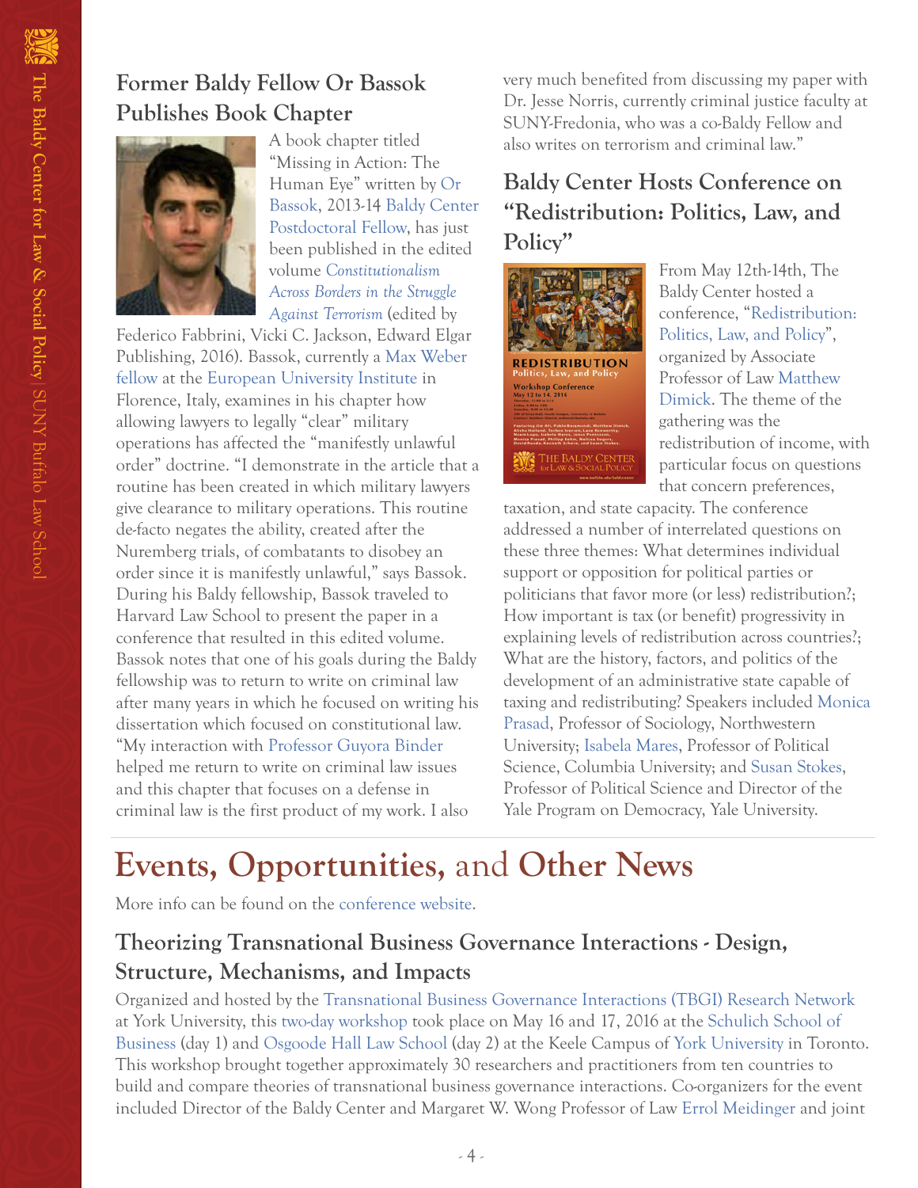## Former Baldy Fellow Or Bassok Publishes Book Chapter

A book chapter titled "Missing in Action: The Human Eye" written by Or Bassok, 2013-14 Baldy Center Postdoctoral Fellow, has just been published in the edited volume *Constitutionalism Across Borders in the Struggle Against Terrorism* (edited by Federico Fabbrini, Vicki C. Jackson, Edward Elgar Publishing, 2016). Bassok, currently a Max Weber fellow at the European University Institute in Florence, Italy, examines in his chapter how allowing lawyers to legally "clear" military operations has affected the "manifestly unlawful order" doctrine. "I demonstrate in the article that a routine has been created in which military lawyers give clearance to military operations. This routine de-facto negates the ability, created after the Nuremberg trials, of combatants to disobey an order since it is manifestly unlawful," says Bassok. During his Baldy fellowship, Bassok traveled to Harvard Law School to present the paper in a conference that resulted in this edited volume. Bassok notes that one of his goals during the Baldy fellowship was to return to write on criminal law after many years in which he focused on writing his dissertation which focused on constitutional law. "My interaction with Professor Guyora Binder helped me return to write on criminal law issues and this chapter that focuses on a defense in criminal law is the first product of my work. I also very much benefited from discussing my paper with Dr. Jesse Norris, currently criminal justice faculty at SUNY-Fredonia, who was a co-Baldy Fellow and also writes on terrorism and criminal law."

## Baldy Center Hosts Conference on "Redistribution: Politics, Law, and Policy"

From May 12th-14th, The Baldy Center hosted a conference, "Redistribution: Politics, Law, and Policy", organized by Associate Professor of Law Matthew Dimick. The theme of the gathering was the redistribution of income, with particular focus on questions that concern preferences, taxation, and state capacity. The conference addressed a number of interrelated questions on these three themes: What determines individual support or opposition for political parties or politicians that favor more (or less) redistribution?; How important is tax (or benefit) progressivity in explaining levels of redistribution across countries?; What are the history, factors, and politics of the development of an administrative state capable of taxing and redistributing? Speakers included Monica Prasad, Professor of Sociology, Northwestern University; Isabela Mares, Professor of Political Science, Columbia University; and Susan Stokes, Professor of Political Science and Director of the Yale Program on Democracy, Yale University.

# Events, Opportunities, and Other News

More info can be found on the conference website.

## Theorizing Transnational Business Governance Interactions - Design, Structure, Mechanisms, and Impacts

Organized and hosted by the Transnational Business Governance Interactions (TBGI) Research Network at York University, this two-day workshop took place on May 16 and 17, 2016 at the Schulich School of Business (day 1) and Osgoode Hall Law School (day 2) at the Keele Campus of York University in Toronto. This workshop brought together approximately 30 researchers and practitioners from ten countries to build and compare theories of transnational business governance interactions. Co-organizers for the event included Director of the Baldy Center and Margaret W. Wong Professor of Law Errol Meidinger and joint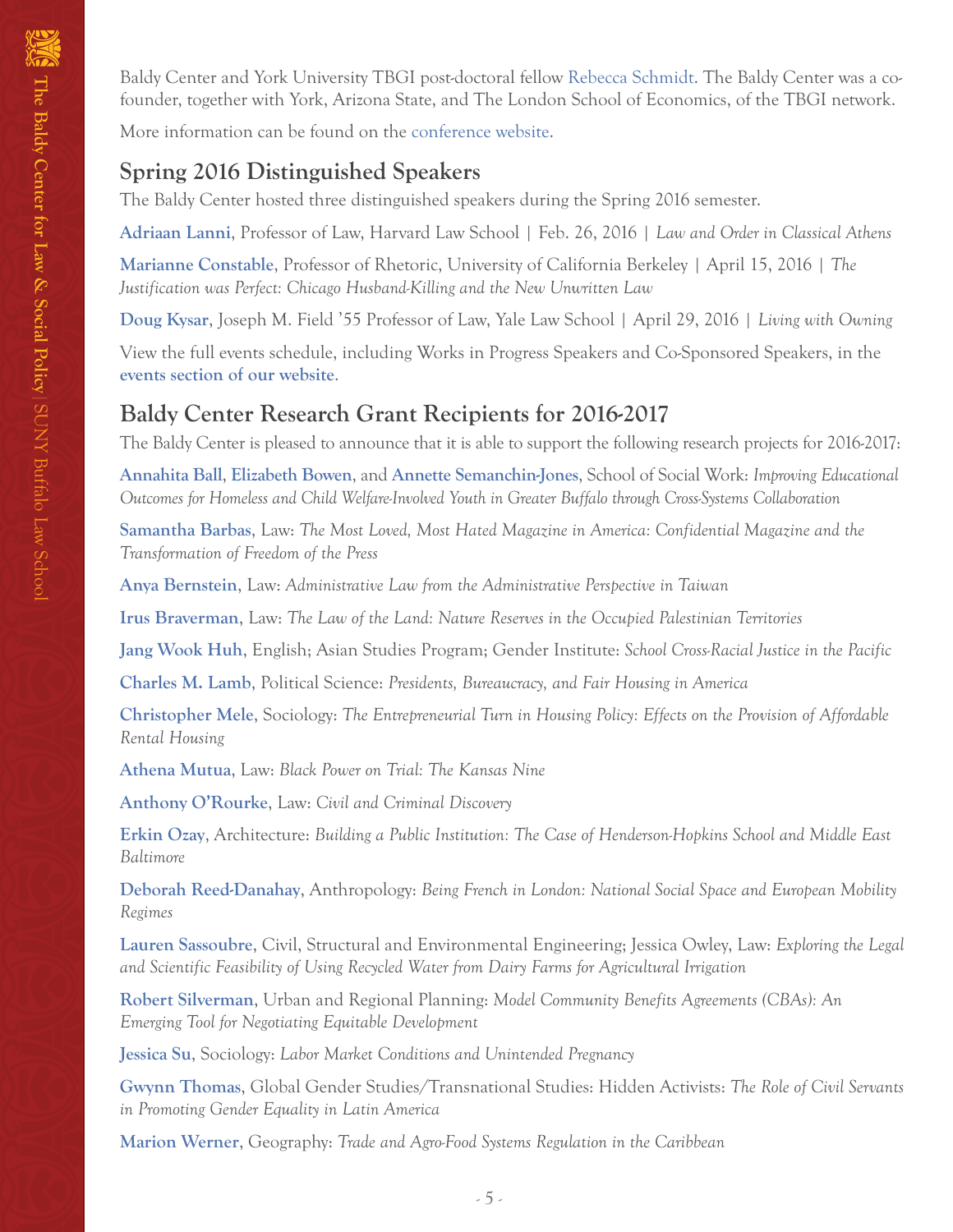Baldy Center and York University TBGI post-doctoral fellow Rebecca Schmidt. The Baldy Center was a co-founder, together with York, Arizona State, and The London School of Economics, of the TBGI network.

More information can be found on the conference website.

## Spring 2016 Distinguished Speakers

The Baldy Center hosted three distinguished speakers during the Spring 2016 semester.

**Adriaan Lanni**, Professor of Law, Harvard Law School | Feb. 26, 2016 | *Law and Order in Classical Athens*

**Marianne Constable**, Professor of Rhetoric, University of California Berkeley | April 15, 2016 | *The Justification was Perfect: Chicago Husband-Killing and the New Unwritten Law*

**Doug Kysar**, Joseph M. Field '55 Professor of Law, Yale Law School | April 29, 2016 | *Living with Owning*

View the full events schedule, including Works in Progress Speakers and Co-Sponsored Speakers, in the **events section of our website**.

## Baldy Center Research Grant Recipients for 2016-2017

The Baldy Center is pleased to announce that it is able to support the following research projects for 2016-2017:

**Annahita Ball**, **Elizabeth Bowen**, and **Annette Semanchin-Jones**, School of Social Work: *Improving Educational Outcomes for Homeless and Child Welfare-Involved Youth in Greater Buffalo through Cross-Systems Collaboration*

**Samantha Barbas**, Law: *The Most Loved, Most Hated Magazine in America: Confidential Magazine and the Transformation of Freedom of the Press*

**Anya Bernstein**, Law: *Administrative Law from the Administrative Perspective in Taiwan*

**Irus Braverman**, Law: *The Law of the Land: Nature Reserves in the Occupied Palestinian Territories*

**Jang Wook Huh**, English; Asian Studies Program; Gender Institute: *School Cross-Racial Justice in the Pacific*

**Charles M. Lamb**, Political Science: *Presidents, Bureaucracy, and Fair Housing in America*

**Christopher Mele**, Sociology: *The Entrepreneurial Turn in Housing Policy: Effects on the Provision of Affordable Rental Housing*

**Athena Mutua**, Law: *Black Power on Trial: The Kansas Nine*

**Anthony O'Rourke**, Law: *Civil and Criminal Discovery*

**Erkin Ozay**, Architecture: *Building a Public Institution: The Case of Henderson-Hopkins School and Middle East Baltimore*

**Deborah Reed-Danahay**, Anthropology: *Being French in London: National Social Space and European Mobility Regimes*

**Lauren Sassoubre**, Civil, Structural and Environmental Engineering; Jessica Owley, Law: *Exploring the Legal and Scientific Feasibility of Using Recycled Water from Dairy Farms for Agricultural Irrigation*

**Robert Silverman**, Urban and Regional Planning: *Model Community Benefits Agreements (CBAs): An Emerging Tool for Negotiating Equitable Development*

**Jessica Su**, Sociology: *Labor Market Conditions and Unintended Pregnancy*

**Gwynn Thomas**, Global Gender Studies/Transnational Studies: Hidden Activists: *The Role of Civil Servants in Promoting Gender Equality in Latin America*

**Marion Werner**, Geography: *Trade and Agro-Food Systems Regulation in the Caribbean*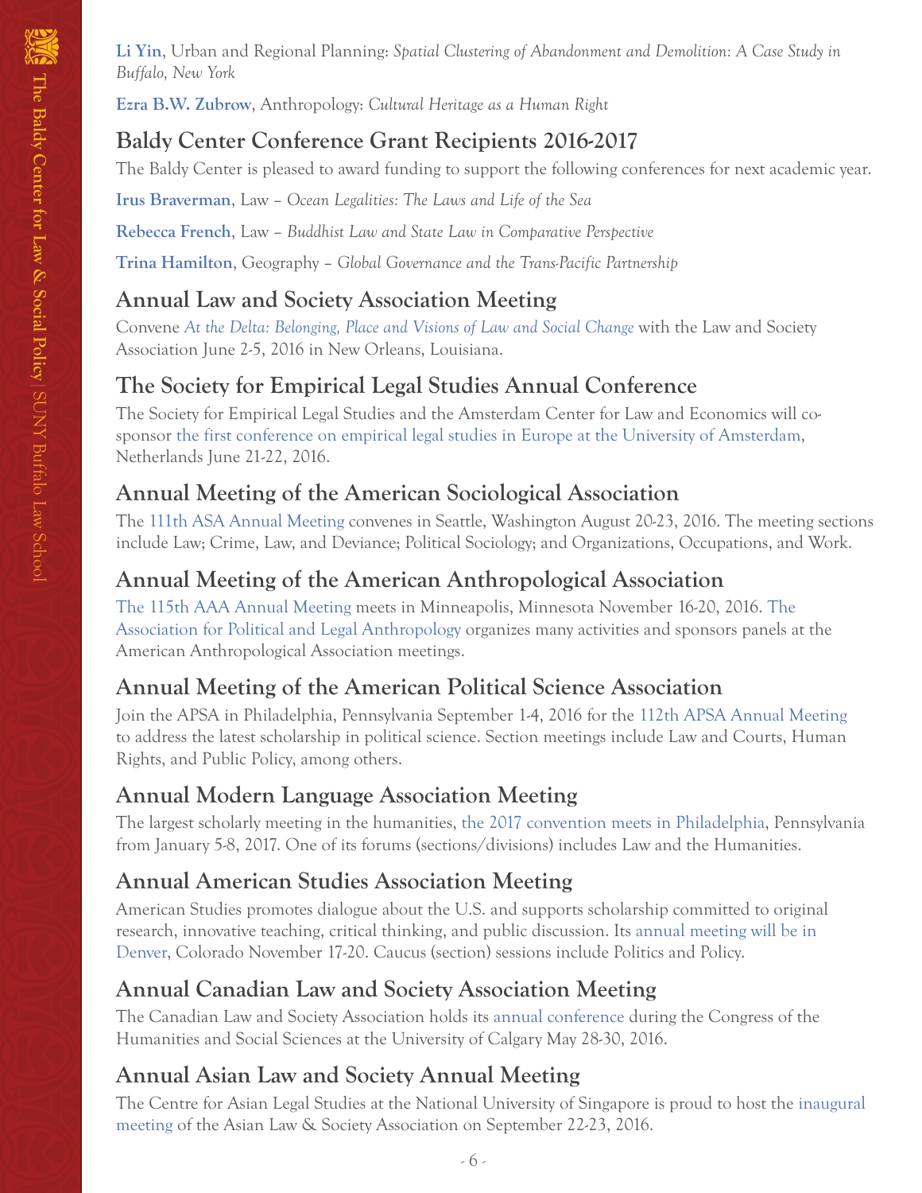**Li Yin**, Urban and Regional Planning: *Spatial Clustering of Abandonment and Demolition: A Case Study in Buffalo, New York*

**Ezra B.W. Zubrow**, Anthropology: *Cultural Heritage as a Human Right*

## Baldy Center Conference Grant Recipients 2016-2017

The Baldy Center is pleased to award funding to support the following conferences for next academic year.

**Irus Braverman**, Law – *Ocean Legalities: The Laws and Life of the Sea*

**Rebecca French**, Law – *Buddhist Law and State Law in Comparative Perspective*

**Trina Hamilton**, Geography – *Global Governance and the Trans-Pacific Partnership*

## Annual Law and Society Association Meeting

Convene *At the Delta: Belonging, Place and Visions of Law and Social Change* with the Law and Society Association June 2-5, 2016 in New Orleans, Louisiana.

## The Society for Empirical Legal Studies Annual Conference

The Society for Empirical Legal Studies and the Amsterdam Center for Law and Economics will co-sponsor the first conference on empirical legal studies in Europe at the University of Amsterdam, Netherlands June 21-22, 2016.

## Annual Meeting of the American Sociological Association

The 111th ASA Annual Meeting convenes in Seattle, Washington August 20-23, 2016. The meeting sections include Law; Crime, Law, and Deviance; Political Sociology; and Organizations, Occupations, and Work.

## Annual Meeting of the American Anthropological Association

The 115th AAA Annual Meeting meets in Minneapolis, Minnesota November 16-20, 2016. The Association for Political and Legal Anthropology organizes many activities and sponsors panels at the American Anthropological Association meetings.

## Annual Meeting of the American Political Science Association

Join the APSA in Philadelphia, Pennsylvania September 1-4, 2016 for the 112th APSA Annual Meeting to address the latest scholarship in political science. Section meetings include Law and Courts, Human Rights, and Public Policy, among others.

## Annual Modern Language Association Meeting

The largest scholarly meeting in the humanities, the 2017 convention meets in Philadelphia, Pennsylvania from January 5-8, 2017. One of its forums (sections/divisions) includes Law and the Humanities.

## Annual American Studies Association Meeting

American Studies promotes dialogue about the U.S. and supports scholarship committed to original research, innovative teaching, critical thinking, and public discussion. Its annual meeting will be in Denver, Colorado November 17-20. Caucus (section) sessions include Politics and Policy.

## Annual Canadian Law and Society Association Meeting

The Canadian Law and Society Association holds its annual conference during the Congress of the Humanities and Social Sciences at the University of Calgary May 28-30, 2016.

## Annual Asian Law and Society Annual Meeting

The Centre for Asian Legal Studies at the National University of Singapore is proud to host the inaugural meeting of the Asian Law & Society Association on September 22-23, 2016.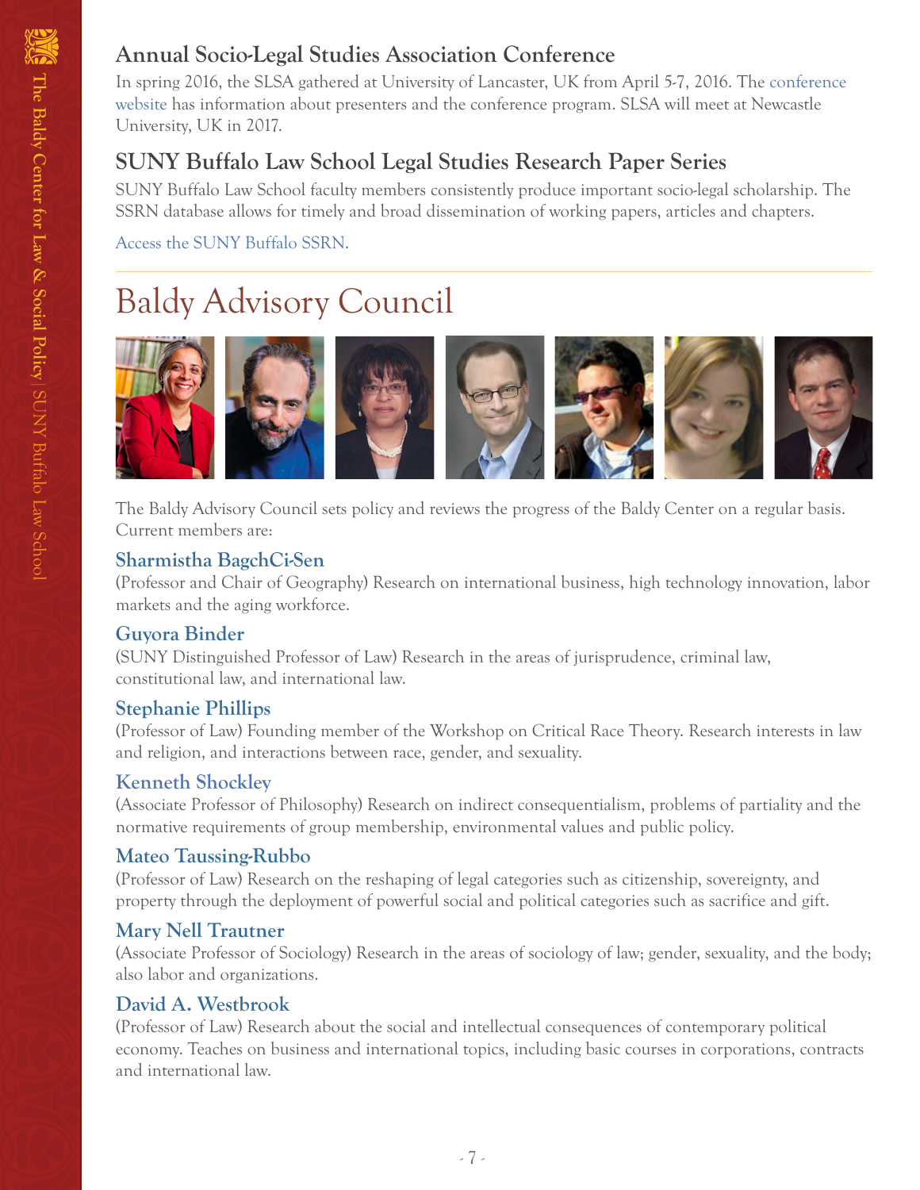## Annual Socio-Legal Studies Association Conference

In spring 2016, the SLSA gathered at University of Lancaster, UK from April 5-7, 2016. The conference website has information about presenters and the conference program. SLSA will meet at Newcastle University, UK in 2017.

## SUNY Buffalo Law School Legal Studies Research Paper Series

SUNY Buffalo Law School faculty members consistently produce important socio-legal scholarship. The SSRN database allows for timely and broad dissemination of working papers, articles and chapters.

Access the SUNY Buffalo SSRN.

# Baldy Advisory Council

The Baldy Advisory Council sets policy and reviews the progress of the Baldy Center on a regular basis. Current members are:

### Sharmistha BagchCi-Sen

(Professor and Chair of Geography) Research on international business, high technology innovation, labor markets and the aging workforce.

### Guyora Binder

(SUNY Distinguished Professor of Law) Research in the areas of jurisprudence, criminal law, constitutional law, and international law.

### Stephanie Phillips

(Professor of Law) Founding member of the Workshop on Critical Race Theory. Research interests in law and religion, and interactions between race, gender, and sexuality.

### Kenneth Shockley

(Associate Professor of Philosophy) Research on indirect consequentialism, problems of partiality and the normative requirements of group membership, environmental values and public policy.

### Mateo Taussing-Rubbo

(Professor of Law) Research on the reshaping of legal categories such as citizenship, sovereignty, and property through the deployment of powerful social and political categories such as sacrifice and gift.

### Mary Nell Trautner

(Associate Professor of Sociology) Research in the areas of sociology of law; gender, sexuality, and the body; also labor and organizations.

### David A. Westbrook

(Professor of Law) Research about the social and intellectual consequences of contemporary political economy. Teaches on business and international topics, including basic courses in corporations, contracts and international law.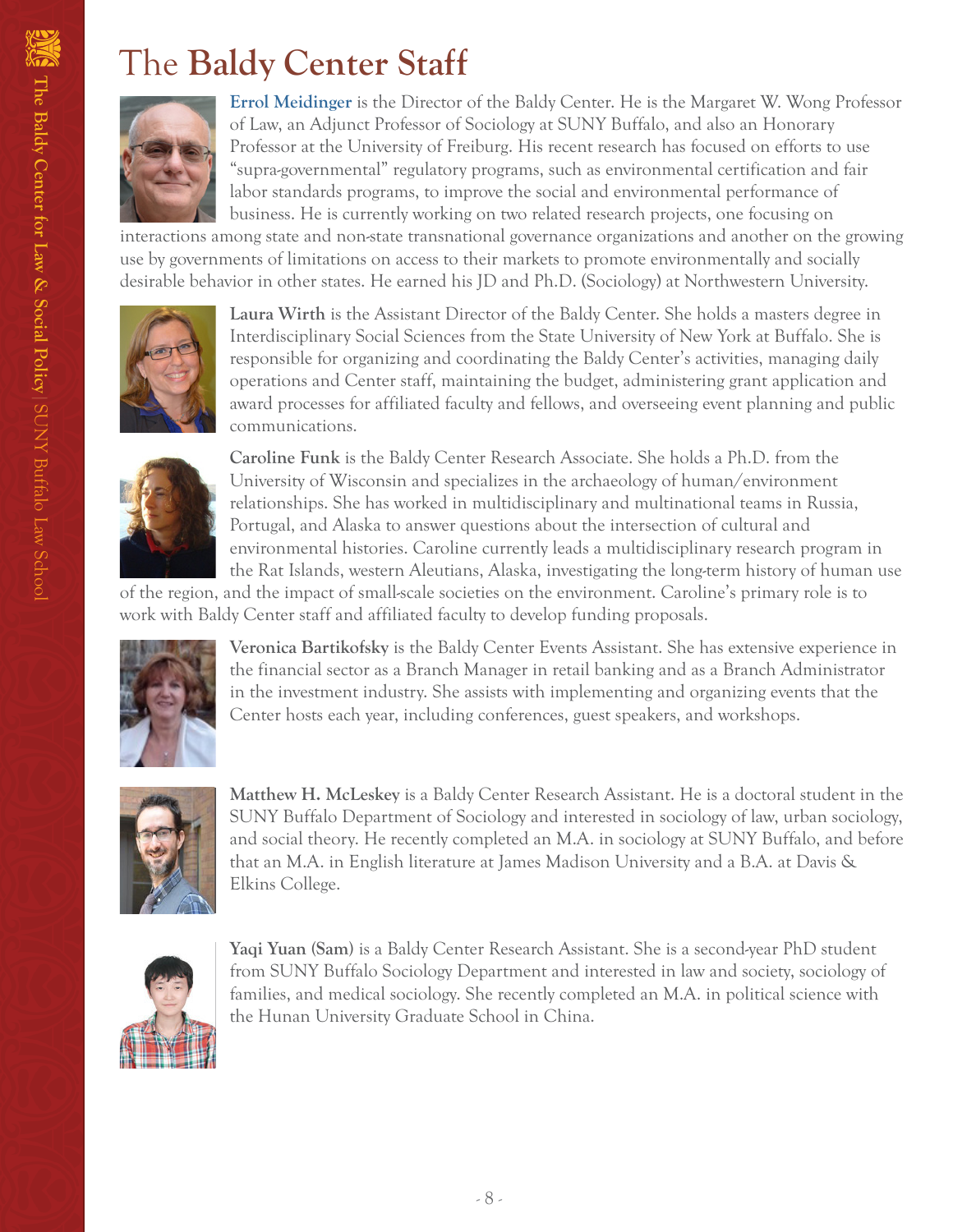# The **Baldy Center Staff**

**Errol Meidinger** is the Director of the Baldy Center. He is the Margaret W. Wong Professor of Law, an Adjunct Professor of Sociology at SUNY Buffalo, and also an Honorary Professor at the University of Freiburg. His recent research has focused on efforts to use "supra-governmental" regulatory programs, such as environmental certification and fair labor standards programs, to improve the social and environmental performance of business. He is currently working on two related research projects, one focusing on interactions among state and non-state transnational governance organizations and another on the growing use by governments of limitations on access to their markets to promote environmentally and socially desirable behavior in other states. He earned his JD and Ph.D. (Sociology) at Northwestern University.

**Laura Wirth** is the Assistant Director of the Baldy Center. She holds a masters degree in Interdisciplinary Social Sciences from the State University of New York at Buffalo. She is responsible for organizing and coordinating the Baldy Center's activities, managing daily operations and Center staff, maintaining the budget, administering grant application and award processes for affiliated faculty and fellows, and overseeing event planning and public communications.

**Caroline Funk** is the Baldy Center Research Associate. She holds a Ph.D. from the University of Wisconsin and specializes in the archaeology of human/environment relationships. She has worked in multidisciplinary and multinational teams in Russia, Portugal, and Alaska to answer questions about the intersection of cultural and environmental histories. Caroline currently leads a multidisciplinary research program in the Rat Islands, western Aleutians, Alaska, investigating the long-term history of human use of the region, and the impact of small-scale societies on the environment. Caroline's primary role is to work with Baldy Center staff and affiliated faculty to develop funding proposals.

**Veronica Bartikofsky** is the Baldy Center Events Assistant. She has extensive experience in the financial sector as a Branch Manager in retail banking and as a Branch Administrator in the investment industry. She assists with implementing and organizing events that the Center hosts each year, including conferences, guest speakers, and workshops.

**Matthew H. McLeskey** is a Baldy Center Research Assistant. He is a doctoral student in the SUNY Buffalo Department of Sociology and interested in sociology of law, urban sociology, and social theory. He recently completed an M.A. in sociology at SUNY Buffalo, and before that an M.A. in English literature at James Madison University and a B.A. at Davis & Elkins College.

**Yaqi Yuan (Sam)** is a Baldy Center Research Assistant. She is a second-year PhD student from SUNY Buffalo Sociology Department and interested in law and society, sociology of families, and medical sociology. She recently completed an M.A. in political science with the Hunan University Graduate School in China.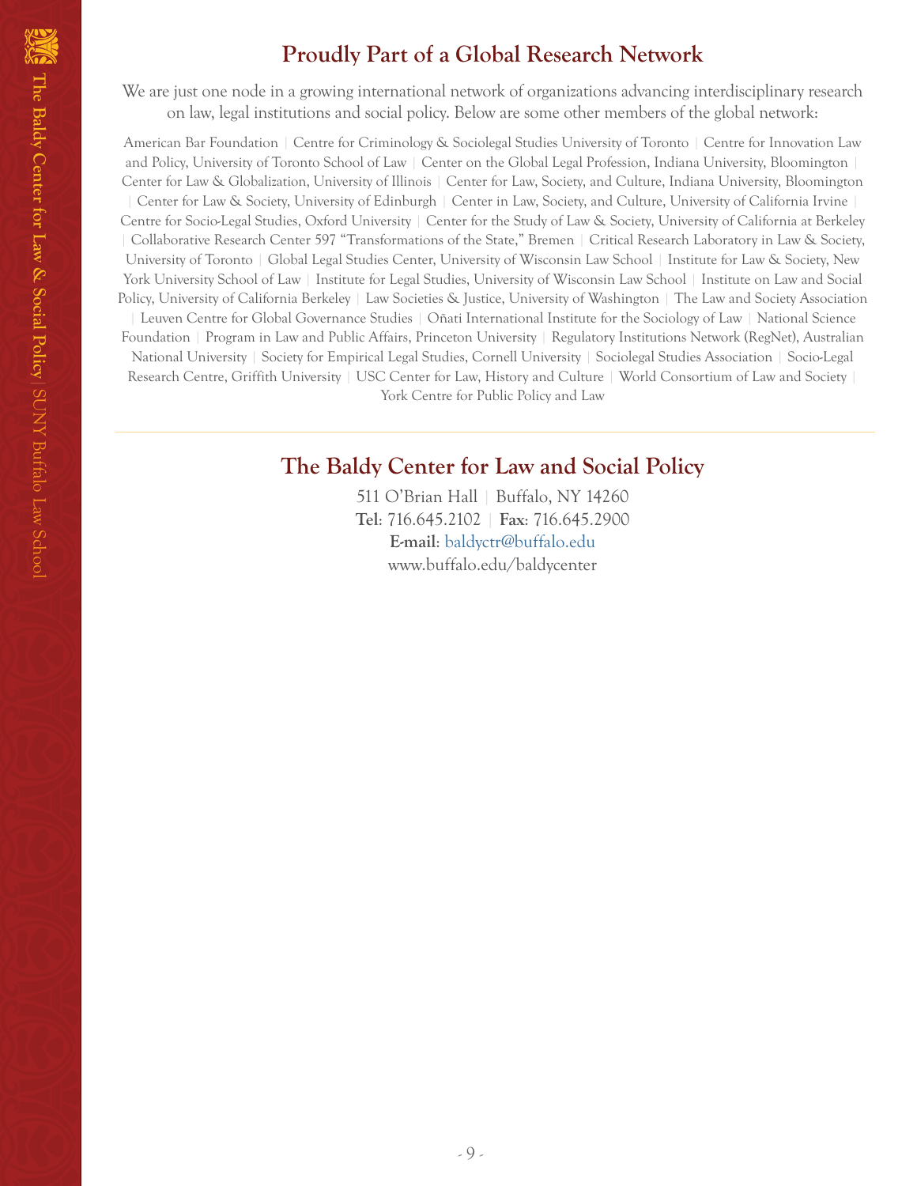## Proudly Part of a Global Research Network

We are just one node in a growing international network of organizations advancing interdisciplinary research on law, legal institutions and social policy. Below are some other members of the global network:

American Bar Foundation | Centre for Criminology & Sociolegal Studies University of Toronto | Centre for Innovation Law and Policy, University of Toronto School of Law | Center on the Global Legal Profession, Indiana University, Bloomington | Center for Law & Globalization, University of Illinois | Center for Law, Society, and Culture, Indiana University, Bloomington | Center for Law & Society, University of Edinburgh | Center in Law, Society, and Culture, University of California Irvine | Centre for Socio-Legal Studies, Oxford University | Center for the Study of Law & Society, University of California at Berkeley | Collaborative Research Center 597 "Transformations of the State," Bremen | Critical Research Laboratory in Law & Society, University of Toronto | Global Legal Studies Center, University of Wisconsin Law School | Institute for Law & Society, New York University School of Law | Institute for Legal Studies, University of Wisconsin Law School | Institute on Law and Social Policy, University of California Berkeley | Law Societies & Justice, University of Washington | The Law and Society Association | Leuven Centre for Global Governance Studies | Oñati International Institute for the Sociology of Law | National Science Foundation | Program in Law and Public Affairs, Princeton University | Regulatory Institutions Network (RegNet), Australian National University | Society for Empirical Legal Studies, Cornell University | Sociolegal Studies Association | Socio-Legal Research Centre, Griffith University | USC Center for Law, History and Culture | World Consortium of Law and Society | York Centre for Public Policy and Law

## The Baldy Center for Law and Social Policy

511 O'Brian Hall | Buffalo, NY 14260
**Tel**: 716.645.2102 | **Fax**: 716.645.2900
**E-mail**: baldyctr@buffalo.edu
www.buffalo.edu/baldycenter